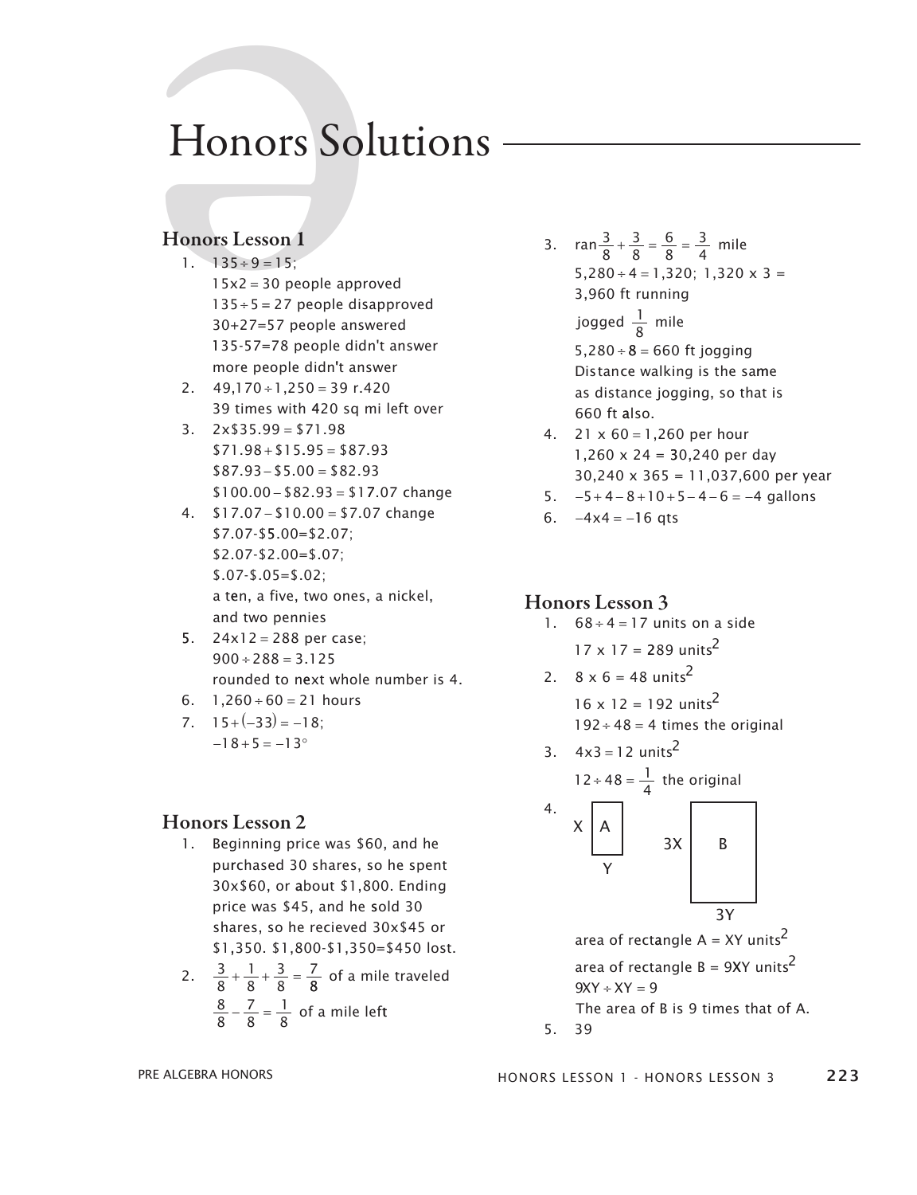# Honors Solutions

## Honors Lesson 1

1. $135 \div 9 = 15;$
   $15 \times 2 = 30$ people approved
   $135 \div 5 = 27$ people disapproved
   $30 + 27 = 57$ people answered
   $135 - 57 = 78$ people didn't answer
   more people didn't answer
2. $49{,}170 \div 1{,}250 = 39$ r.420
   39 times with 420 sq mi left over
3. $2 \times \$35.99 = \$71.98$
   $\$71.98 + \$15.95 = \$87.93$
   $\$87.93 - \$5.00 = \$82.93$
   $\$100.00 - \$82.93 = \$17.07$ change
4. $\$17.07 - \$10.00 = \$7.07$ change
   $\$7.07 - \$5.00 = \$2.07;$
   $\$2.07 - \$2.00 = \$.07;$
   $\$.07 - \$.05 = \$.02;$
   a ten, a five, two ones, a nickel, and two pennies
5. $24 \times 12 = 288$ per case;
   $900 \div 288 = 3.125$
   rounded to next whole number is 4.
6. $1{,}260 \div 60 = 21$ hours
7. $15 + (-33) = -18;$
   $-18 + 5 = -13^\circ$

## Honors Lesson 2

1. Beginning price was \$60, and he purchased 30 shares, so he spent 30x\$60, or about \$1,800. Ending price was \$45, and he sold 30 shares, so he recieved 30x\$45 or \$1,350. \$1,800-\$1,350=\$450 lost.
2. $\frac{3}{8} + \frac{1}{8} + \frac{3}{8} = \frac{7}{8}$ of a mile traveled
   $\frac{8}{8} - \frac{7}{8} = \frac{1}{8}$ of a mile left
3. ran $\frac{3}{8} + \frac{3}{8} = \frac{6}{8} = \frac{3}{4}$ mile
   $5{,}280 \div 4 = 1{,}320;\ 1{,}320 \times 3 = 3{,}960$ ft running
   jogged $\frac{1}{8}$ mile
   $5{,}280 \div 8 = 660$ ft jogging
   Distance walking is the same as distance jogging, so that is 660 ft also.
4. $21 \times 60 = 1{,}260$ per hour
   $1{,}260 \times 24 = 30{,}240$ per day
   $30{,}240 \times 365 = 11{,}037{,}600$ per year
5. $-5 + 4 - 8 + 10 + 5 - 4 - 6 = -4$ gallons
6. $-4 \times 4 = -16$ qts

## Honors Lesson 3

1. $68 \div 4 = 17$ units on a side
   $17 \times 17 = 289$ units$^2$
2. $8 \times 6 = 48$ units$^2$
   $16 \times 12 = 192$ units$^2$
   $192 \div 48 = 4$ times the original
3. $4 \times 3 = 12$ units$^2$
   $12 \div 48 = \frac{1}{4}$ the original
4. Rectangle A: sides X and Y; Rectangle B: sides 3X and 3Y
   area of rectangle A = XY units$^2$
   area of rectangle B = 9XY units$^2$
   $9XY \div XY = 9$
   The area of B is 9 times that of A.
5. 39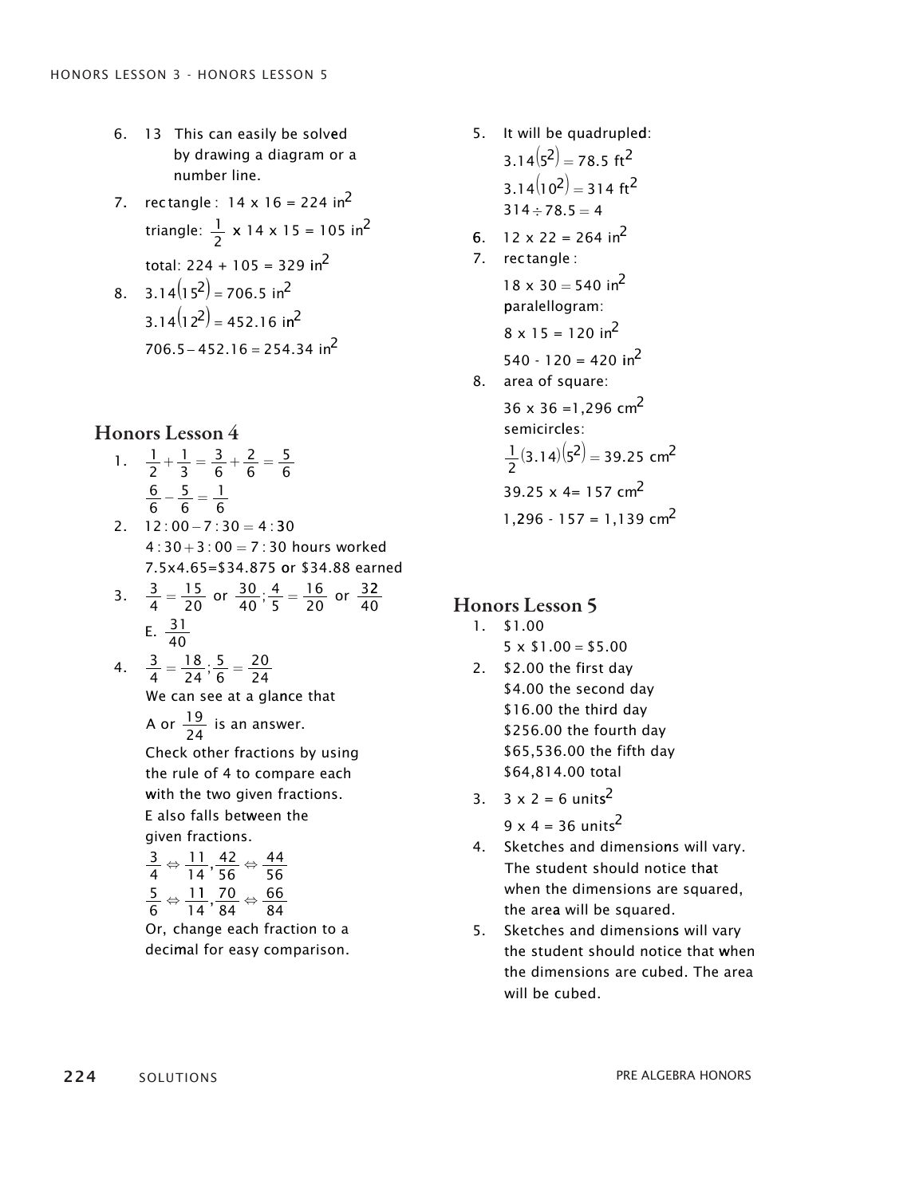6. 13 This can easily be solved by drawing a diagram or a number line.
7. rectangle: $14 \times 16 = 224 \text{ in}^2$

   triangle: $\frac{1}{2} \times 14 \times 15 = 105 \text{ in}^2$

   total: $224 + 105 = 329 \text{ in}^2$
8. $3.14(15^2) = 706.5 \text{ in}^2$

   $3.14(12^2) = 452.16 \text{ in}^2$

   $706.5 - 452.16 = 254.34 \text{ in}^2$

## Honors Lesson 4

1. $\frac{1}{2} + \frac{1}{3} = \frac{3}{6} + \frac{2}{6} = \frac{5}{6}$

   $\frac{6}{6} - \frac{5}{6} = \frac{1}{6}$
2. $12:00 - 7:30 = 4:30$

   $4:30 + 3:00 = 7:30$ hours worked

   $7.5 \times 4.65 = \$34.875$ or $\$34.88$ earned
3. $\frac{3}{4} = \frac{15}{20}$ or $\frac{30}{40}$; $\frac{4}{5} = \frac{16}{20}$ or $\frac{32}{40}$

   E. $\frac{31}{40}$
4. $\frac{3}{4} = \frac{18}{24}$; $\frac{5}{6} = \frac{20}{24}$

   We can see at a glance that A or $\frac{19}{24}$ is an answer.

   Check other fractions by using the rule of 4 to compare each with the two given fractions. E also falls between the given fractions.

   $\frac{3}{4} \Leftrightarrow \frac{11}{14}, \frac{42}{56} \Leftrightarrow \frac{44}{56}$

   $\frac{5}{6} \Leftrightarrow \frac{11}{14}, \frac{70}{84} \Leftrightarrow \frac{66}{84}$

   Or, change each fraction to a decimal for easy comparison.
5. It will be quadrupled:

   $3.14(5^2) = 78.5 \text{ ft}^2$

   $3.14(10^2) = 314 \text{ ft}^2$

   $314 \div 78.5 = 4$
6. $12 \times 22 = 264 \text{ in}^2$
7. rectangle:

   $18 \times 30 = 540 \text{ in}^2$

   paralellogram:

   $8 \times 15 = 120 \text{ in}^2$

   $540 - 120 = 420 \text{ in}^2$
8. area of square:

   $36 \times 36 = 1{,}296 \text{ cm}^2$

   semicircles:

   $\frac{1}{2}(3.14)(5^2) = 39.25 \text{ cm}^2$

   $39.25 \times 4 = 157 \text{ cm}^2$

   $1{,}296 - 157 = 1{,}139 \text{ cm}^2$

## Honors Lesson 5

1. $1.00

   5 x $1.00 = $5.00
2. $2.00 the first day

   $4.00 the second day

   $16.00 the third day

   $256.00 the fourth day

   $65,536.00 the fifth day

   $64,814.00 total
3. $3 \times 2 = 6 \text{ units}^2$

   $9 \times 4 = 36 \text{ units}^2$
4. Sketches and dimensions will vary. The student should notice that when the dimensions are squared, the area will be squared.
5. Sketches and dimensions will vary the student should notice that when the dimensions are cubed. The area will be cubed.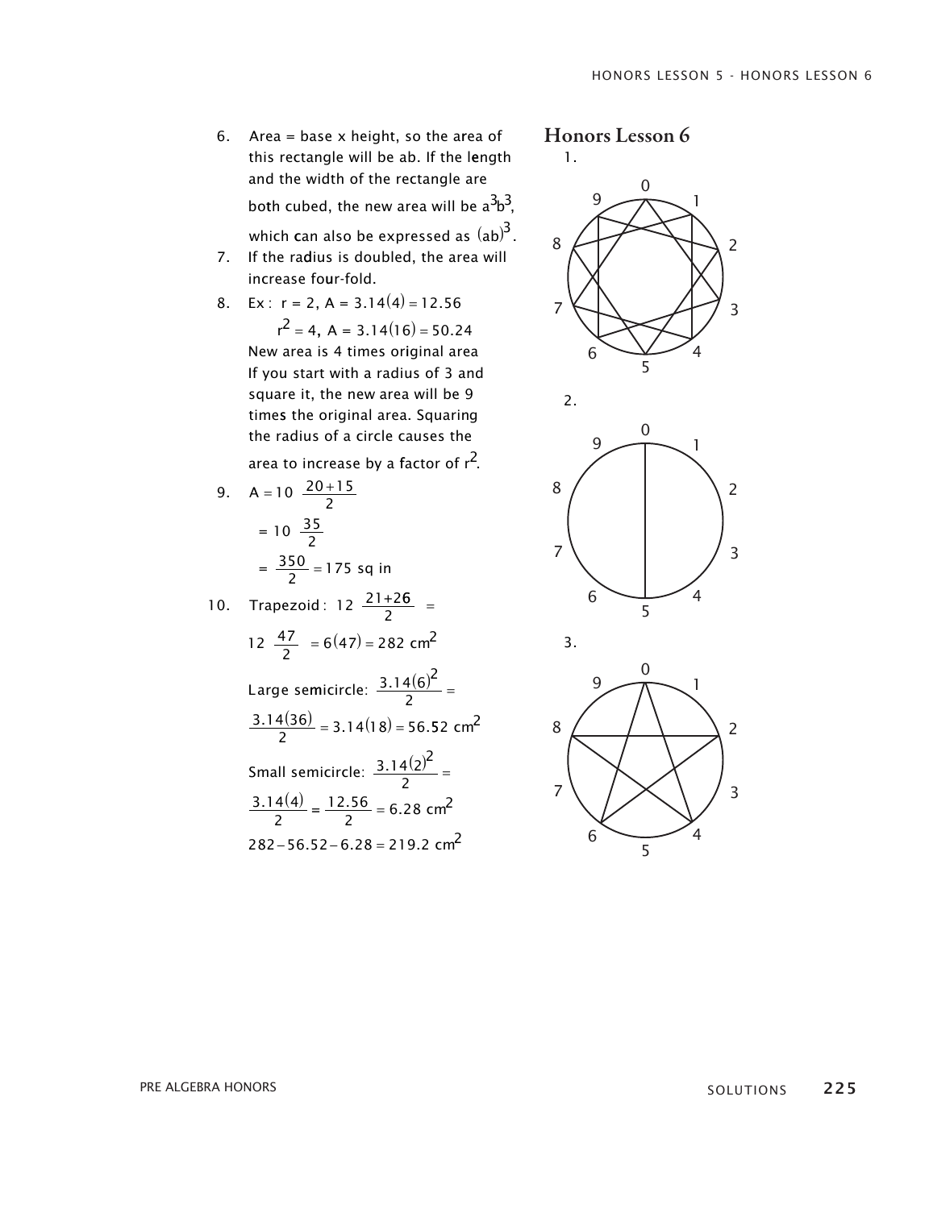6. Area = base x height, so the area of this rectangle will be ab. If the length and the width of the rectangle are both cubed, the new area will be $a^3b^3$, which can also be expressed as $(ab)^3$.
7. If the radius is doubled, the area will increase four-fold.
8. Ex : $r = 2$, $A = 3.14(4) = 12.56$

   $r^2 = 4$, $A = 3.14(16) = 50.24$

   New area is 4 times original area
   If you start with a radius of 3 and square it, the new area will be 9 times the original area. Squaring the radius of a circle causes the area to increase by a factor of $r^2$.
9. $A = 10\left(\frac{20+15}{2}\right)$

   $= 10\left(\frac{35}{2}\right)$

   $= \frac{350}{2} = 175$ sq in
10. Trapezoid : $12\left(\frac{21+26}{2}\right) =$

    $12\left(\frac{47}{2}\right) = 6(47) = 282 \text{ cm}^2$

    Large semicircle: $\frac{3.14(6)^2}{2} =$

    $\frac{3.14(36)}{2} = 3.14(18) = 56.52 \text{ cm}^2$

    Small semicircle: $\frac{3.14(2)^2}{2} =$

    $\frac{3.14(4)}{2} = \frac{12.56}{2} = 6.28 \text{ cm}^2$

    $282 - 56.52 - 6.28 = 219.2 \text{ cm}^2$

## Honors Lesson 6

1.

2.

3.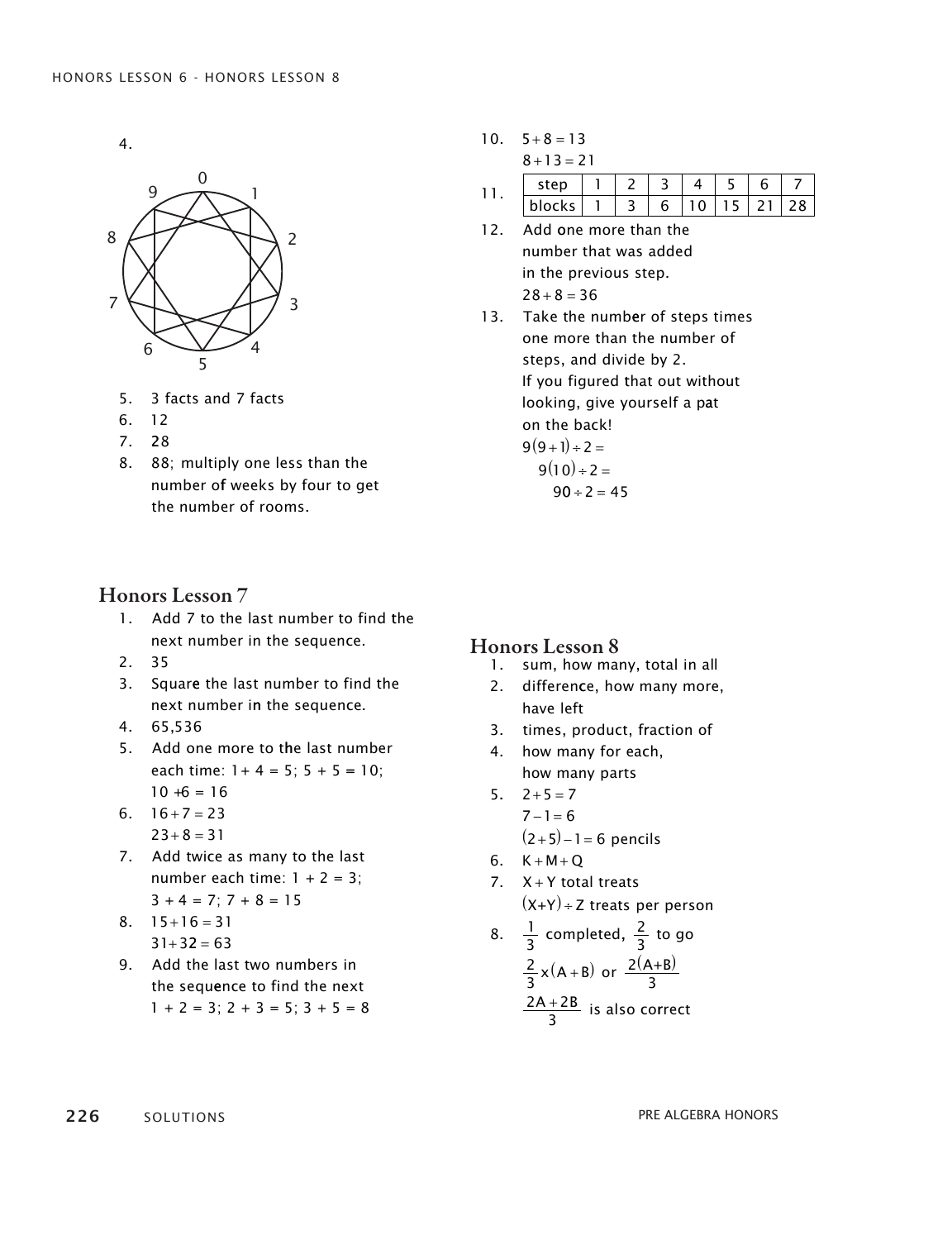4.

0, 1, 2, 3, 4, 5, 6, 7, 8, 9

5. 3 facts and 7 facts
6. 12
7. 28
8. 88; multiply one less than the number of weeks by four to get the number of rooms.

10. $5+8=13$

    $8+13=21$

11.

| step | 1 | 2 | 3 | 4 | 5 | 6 | 7 |
|---|---|---|---|---|---|---|---|
| blocks | 1 | 3 | 6 | 10 | 15 | 21 | 28 |

12. Add one more than the number that was added in the previous step.

    $28+8=36$

13. Take the number of steps times one more than the number of steps, and divide by 2.
    If you figured that out without looking, give yourself a pat on the back!

    $9(9+1)\div 2=$

    $9(10)\div 2=$

    $90\div 2=45$

## Honors Lesson 7

1. Add 7 to the last number to find the next number in the sequence.
2. 35
3. Square the last number to find the next number in the sequence.
4. 65,536
5. Add one more to the last number each time: $1+4=5$; $5+5=10$; $10+6=16$
6. $16+7=23$

   $23+8=31$
7. Add twice as many to the last number each time: $1+2=3$; $3+4=7$; $7+8=15$
8. $15+16=31$

   $31+32=63$
9. Add the last two numbers in the sequence to find the next $1+2=3$; $2+3=5$; $3+5=8$

## Honors Lesson 8

1. sum, how many, total in all
2. difference, how many more, have left
3. times, product, fraction of
4. how many for each, how many parts
5. $2+5=7$

   $7-1=6$

   $(2+5)-1=6$ pencils
6. $K+M+Q$
7. $X+Y$ total treats

   $(X+Y)\div Z$ treats per person
8. $\frac{1}{3}$ completed, $\frac{2}{3}$ to go

   $\frac{2}{3}\times(A+B)$ or $\frac{2(A+B)}{3}$

   $\frac{2A+2B}{3}$ is also correct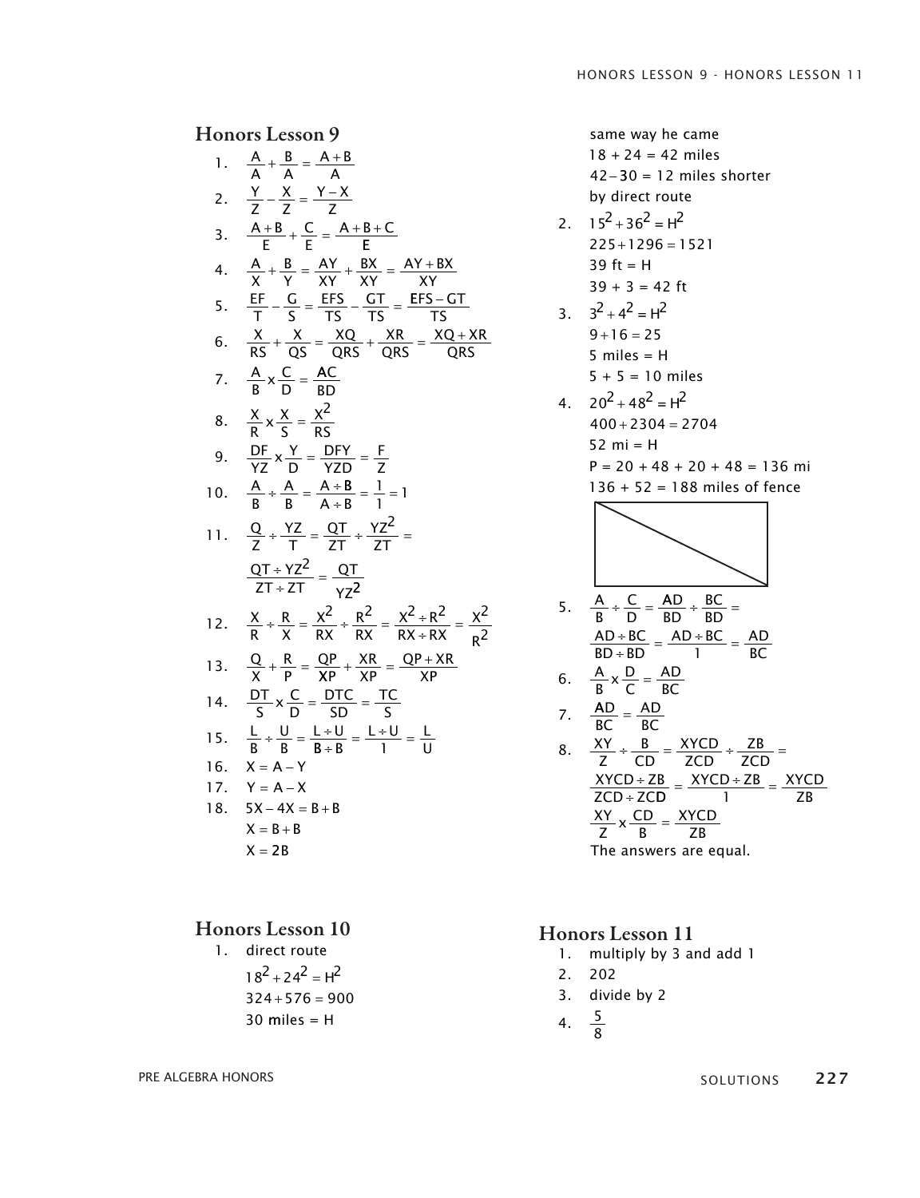## Honors Lesson 9

1. $\frac{A}{A} + \frac{B}{A} = \frac{A+B}{A}$
2. $\frac{Y}{Z} - \frac{X}{Z} = \frac{Y-X}{Z}$
3. $\frac{A+B}{E} + \frac{C}{E} = \frac{A+B+C}{E}$
4. $\frac{A}{X} + \frac{B}{Y} = \frac{AY}{XY} + \frac{BX}{XY} = \frac{AY+BX}{XY}$
5. $\frac{EF}{T} - \frac{G}{S} = \frac{EFS}{TS} - \frac{GT}{TS} = \frac{EFS-GT}{TS}$
6. $\frac{X}{RS} + \frac{X}{QS} = \frac{XQ}{QRS} + \frac{XR}{QRS} = \frac{XQ+XR}{QRS}$
7. $\frac{A}{B} \times \frac{C}{D} = \frac{AC}{BD}$
8. $\frac{X}{R} \times \frac{X}{S} = \frac{X^2}{RS}$
9. $\frac{DF}{YZ} \times \frac{Y}{D} = \frac{DFY}{YZD} = \frac{F}{Z}$
10. $\frac{A}{B} \div \frac{A}{B} = \frac{A \div B}{A \div B} = \frac{1}{1} = 1$
11. $\frac{Q}{Z} \div \frac{YZ}{T} = \frac{QT}{ZT} \div \frac{YZ^2}{ZT} =$

    $\frac{QT \div YZ^2}{ZT \div ZT} = \frac{QT}{YZ^2}$
12. $\frac{X}{R} \div \frac{R}{X} = \frac{X^2}{RX} \div \frac{R^2}{RX} = \frac{X^2 \div R^2}{RX \div RX} = \frac{X^2}{R^2}$
13. $\frac{Q}{X} + \frac{R}{P} = \frac{QP}{XP} + \frac{XR}{XP} = \frac{QP+XR}{XP}$
14. $\frac{DT}{S} \times \frac{C}{D} = \frac{DTC}{SD} = \frac{TC}{S}$
15. $\frac{L}{B} \div \frac{U}{B} = \frac{L \div U}{B \div B} = \frac{L \div U}{1} = \frac{L}{U}$
16. $X = A - Y$
17. $Y = A - X$
18. $5X - 4X = B + B$

    $X = B + B$

    $X = 2B$

## Honors Lesson 10

1. direct route

   $18^2 + 24^2 = H^2$

   $324 + 576 = 900$

   30 miles = H

   same way he came

   18 + 24 = 42 miles

   42 − 30 = 12 miles shorter by direct route
2. $15^2 + 36^2 = H^2$

   $225 + 1296 = 1521$

   39 ft = H

   39 + 3 = 42 ft
3. $3^2 + 4^2 = H^2$

   $9 + 16 = 25$

   5 miles = H

   5 + 5 = 10 miles
4. $20^2 + 48^2 = H^2$

   $400 + 2304 = 2704$

   52 mi = H

   P = 20 + 48 + 20 + 48 = 136 mi

   136 + 52 = 188 miles of fence
5. $\frac{A}{B} \div \frac{C}{D} = \frac{AD}{BD} \div \frac{BC}{BD} =$

   $\frac{AD \div BC}{BD \div BD} = \frac{AD \div BC}{1} = \frac{AD}{BC}$
6. $\frac{A}{B} \times \frac{D}{C} = \frac{AD}{BC}$
7. $\frac{AD}{BC} = \frac{AD}{BC}$
8. $\frac{XY}{Z} \div \frac{B}{CD} = \frac{XYCD}{ZCD} \div \frac{ZB}{ZCD} =$

   $\frac{XYCD \div ZB}{ZCD \div ZCD} = \frac{XYCD \div ZB}{1} = \frac{XYCD}{ZB}$

   $\frac{XY}{Z} \times \frac{CD}{B} = \frac{XYCD}{ZB}$

   The answers are equal.

## Honors Lesson 11

1. multiply by 3 and add 1
2. 202
3. divide by 2
4. $\frac{5}{8}$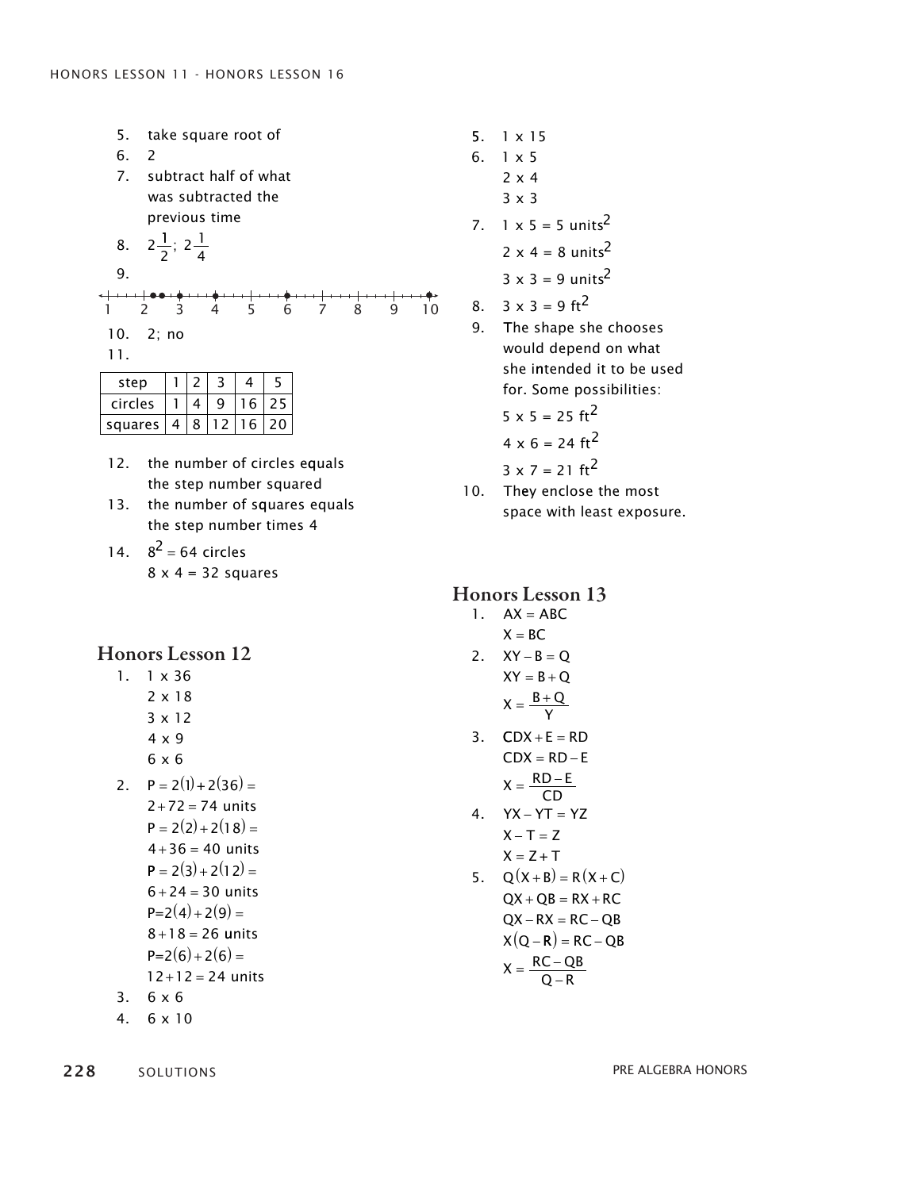5. take square root of
6. 2
7. subtract half of what was subtracted the previous time
8. $2\frac{1}{2}$; $2\frac{1}{4}$
9. (number line from 1 to 10 with points marked)
10. 2; no
11.

| step | 1 | 2 | 3 | 4 | 5 |
|---|---|---|---|---|---|
| circles | 1 | 4 | 9 | 16 | 25 |
| squares | 4 | 8 | 12 | 16 | 20 |

12. the number of circles equals the step number squared
13. the number of squares equals the step number times 4
14. $8^2 = 64$ circles
    8 x 4 = 32 squares

## Honors Lesson 12

1. 1 x 36
   2 x 18
   3 x 12
   4 x 9
   6 x 6
2. $P = 2(1) + 2(36) =$
   $2 + 72 = 74$ units
   $P = 2(2) + 2(18) =$
   $4 + 36 = 40$ units
   $P = 2(3) + 2(12) =$
   $6 + 24 = 30$ units
   $P = 2(4) + 2(9) =$
   $8 + 18 = 26$ units
   $P = 2(6) + 2(6) =$
   $12 + 12 = 24$ units
3. 6 x 6
4. 6 x 10
5. 1 x 15
6. 1 x 5
   2 x 4
   3 x 3
7. 1 x 5 = 5 $\text{units}^2$
   2 x 4 = 8 $\text{units}^2$
   3 x 3 = 9 $\text{units}^2$
8. 3 x 3 = 9 $\text{ft}^2$
9. The shape she chooses would depend on what she intended it to be used for. Some possibilities:
   5 x 5 = 25 $\text{ft}^2$
   4 x 6 = 24 $\text{ft}^2$
   3 x 7 = 21 $\text{ft}^2$
10. They enclose the most space with least exposure.

## Honors Lesson 13

1. $AX = ABC$
   $X = BC$
2. $XY - B = Q$
   $XY = B + Q$
   $X = \frac{B + Q}{Y}$
3. $CDX + E = RD$
   $CDX = RD - E$
   $X = \frac{RD - E}{CD}$
4. $YX - YT = YZ$
   $X - T = Z$
   $X = Z + T$
5. $Q(X + B) = R(X + C)$
   $QX + QB = RX + RC$
   $QX - RX = RC - QB$
   $X(Q - R) = RC - QB$
   $X = \frac{RC - QB}{Q - R}$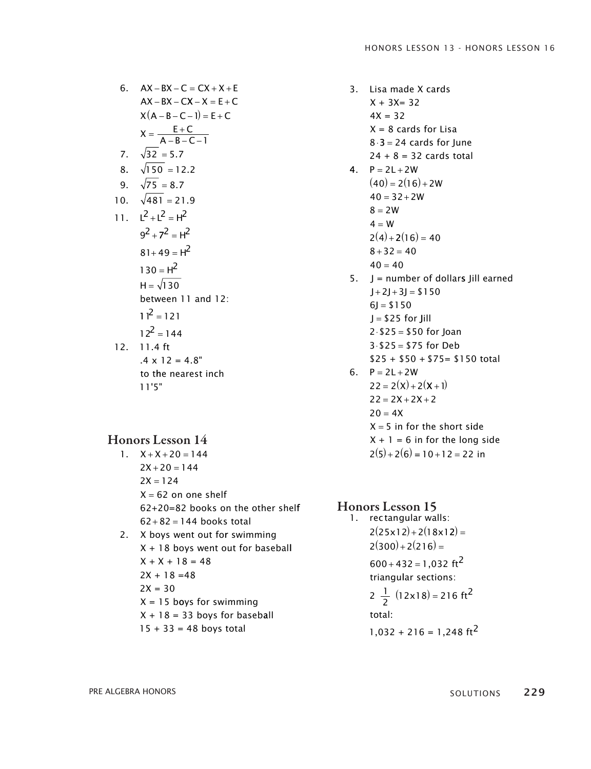6. $AX - BX - C = CX + X + E$
   $AX - BX - CX - X = E + C$
   $X(A - B - C - 1) = E + C$
   $X = \dfrac{E + C}{A - B - C - 1}$
7. $\sqrt{32} = 5.7$
8. $\sqrt{150} = 12.2$
9. $\sqrt{75} = 8.7$
10. $\sqrt{481} = 21.9$
11. $L^2 + L^2 = H^2$
    $9^2 + 7^2 = H^2$
    $81 + 49 = H^2$
    $130 = H^2$
    $H = \sqrt{130}$
    between 11 and 12:
    $11^2 = 121$
    $12^2 = 144$
12. 11.4 ft
    .4 x 12 = 4.8"
    to the nearest inch
    11'5"

## Honors Lesson 14

1. $X + X + 20 = 144$
   $2X + 20 = 144$
   $2X = 124$
   $X = 62$ on one shelf
   62+20=82 books on the other shelf
   $62 + 82 = 144$ books total
2. X boys went out for swimming
   X + 18 boys went out for baseball
   X + X + 18 = 48
   2X + 18 =48
   2X = 30
   X = 15 boys for swimming
   X + 18 = 33 boys for baseball
   15 + 33 = 48 boys total
3. Lisa made X cards
   X + 3X= 32
   4X = 32
   X = 8 cards for Lisa
   $8 \cdot 3 = 24$ cards for June
   24 + 8 = 32 cards total
4. $P = 2L + 2W$
   $(40) = 2(16) + 2W$
   $40 = 32 + 2W$
   $8 = 2W$
   $4 = W$
   $2(4) + 2(16) = 40$
   $8 + 32 = 40$
   $40 = 40$
5. J = number of dollars Jill earned
   $J + 2J + 3J = \$150$
   $6J = \$150$
   $J = \$25$ for Jill
   $2 \cdot \$25 = \$50$ for Joan
   $3 \cdot \$25 = \$75$ for Deb
   \$25 + \$50 + \$75= \$150 total
6. $P = 2L + 2W$
   $22 = 2(X) + 2(X + 1)$
   $22 = 2X + 2X + 2$
   $20 = 4X$
   $X = 5$ in for the short side
   X + 1 = 6 in for the long side
   $2(5) + 2(6) = 10 + 12 = 22$ in

## Honors Lesson 15

1. rectangular walls:
   $2(25x12) + 2(18x12) =$
   $2(300) + 2(216) =$
   $600 + 432 = 1{,}032$ ft$^2$
   triangular sections:
   $2\ \frac{1}{2}\ (12x18) = 216$ ft$^2$
   total:
   1,032 + 216 = 1,248 ft$^2$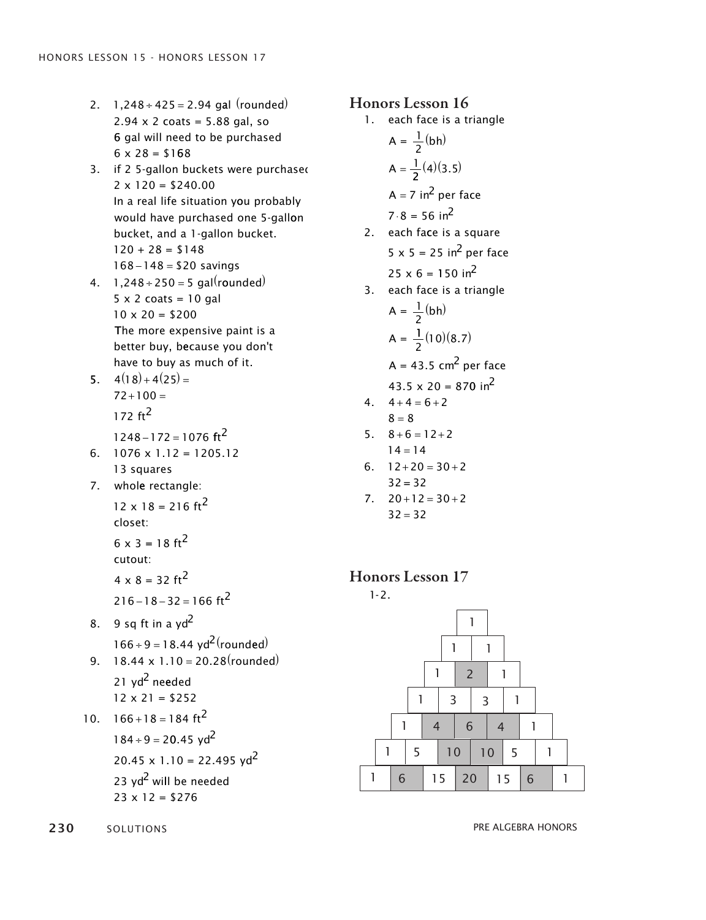2. $1{,}248 \div 425 = 2.94$ gal (rounded)
   2.94 x 2 coats = 5.88 gal, so
   6 gal will need to be purchased
   6 x 28 = $168
3. if 2 5-gallon buckets were purchased
   2 x 120 = $240.00
   In a real life situation you probably would have purchased one 5-gallon bucket, and a 1-gallon bucket.
   120 + 28 = $148
   $168 - 148 = \$20$ savings
4. $1{,}248 \div 250 = 5$ gal(rounded)
   5 x 2 coats = 10 gal
   10 x 20 = $200
   The more expensive paint is a better buy, because you don't have to buy as much of it.
5. $4(18) + 4(25) =$
   $72 + 100 =$
   $172 \text{ ft}^2$
   $1248 - 172 = 1076 \text{ ft}^2$
6. 1076 x 1.12 = 1205.12
   13 squares
7. whole rectangle:
   $12 \times 18 = 216 \text{ ft}^2$
   closet:
   $6 \times 3 = 18 \text{ ft}^2$
   cutout:
   $4 \times 8 = 32 \text{ ft}^2$
   $216 - 18 - 32 = 166 \text{ ft}^2$
8. 9 sq ft in a $\text{yd}^2$
   $166 \div 9 = 18.44 \text{ yd}^2$(rounded)
9. 18.44 x 1.10 = 20.28(rounded)
   $21 \text{ yd}^2$ needed
   12 x 21 = $252
10. $166 + 18 = 184 \text{ ft}^2$
    $184 \div 9 = 20.45 \text{ yd}^2$
    $20.45 \times 1.10 = 22.495 \text{ yd}^2$
    $23 \text{ yd}^2$ will be needed
    23 x 12 = $276

## Honors Lesson 16

1. each face is a triangle
   $A = \frac{1}{2}(bh)$
   $A = \frac{1}{2}(4)(3.5)$
   $A = 7 \text{ in}^2$ per face
   $7 \cdot 8 = 56 \text{ in}^2$
2. each face is a square
   $5 \times 5 = 25 \text{ in}^2$ per face
   $25 \times 6 = 150 \text{ in}^2$
3. each face is a triangle
   $A = \frac{1}{2}(bh)$
   $A = \frac{1}{2}(10)(8.7)$
   $A = 43.5 \text{ cm}^2$ per face
   $43.5 \times 20 = 870 \text{ in}^2$
4. $4 + 4 = 6 + 2$
   $8 = 8$
5. $8 + 6 = 12 + 2$
   $14 = 14$
6. $12 + 20 = 30 + 2$
   $32 = 32$
7. $20 + 12 = 30 + 2$
   $32 = 32$

## Honors Lesson 17

1-2.

1
1 1
1 2 1
1 3 3 1
1 4 6 4 1
1 5 10 10 5 1
1 6 15 20 15 6 1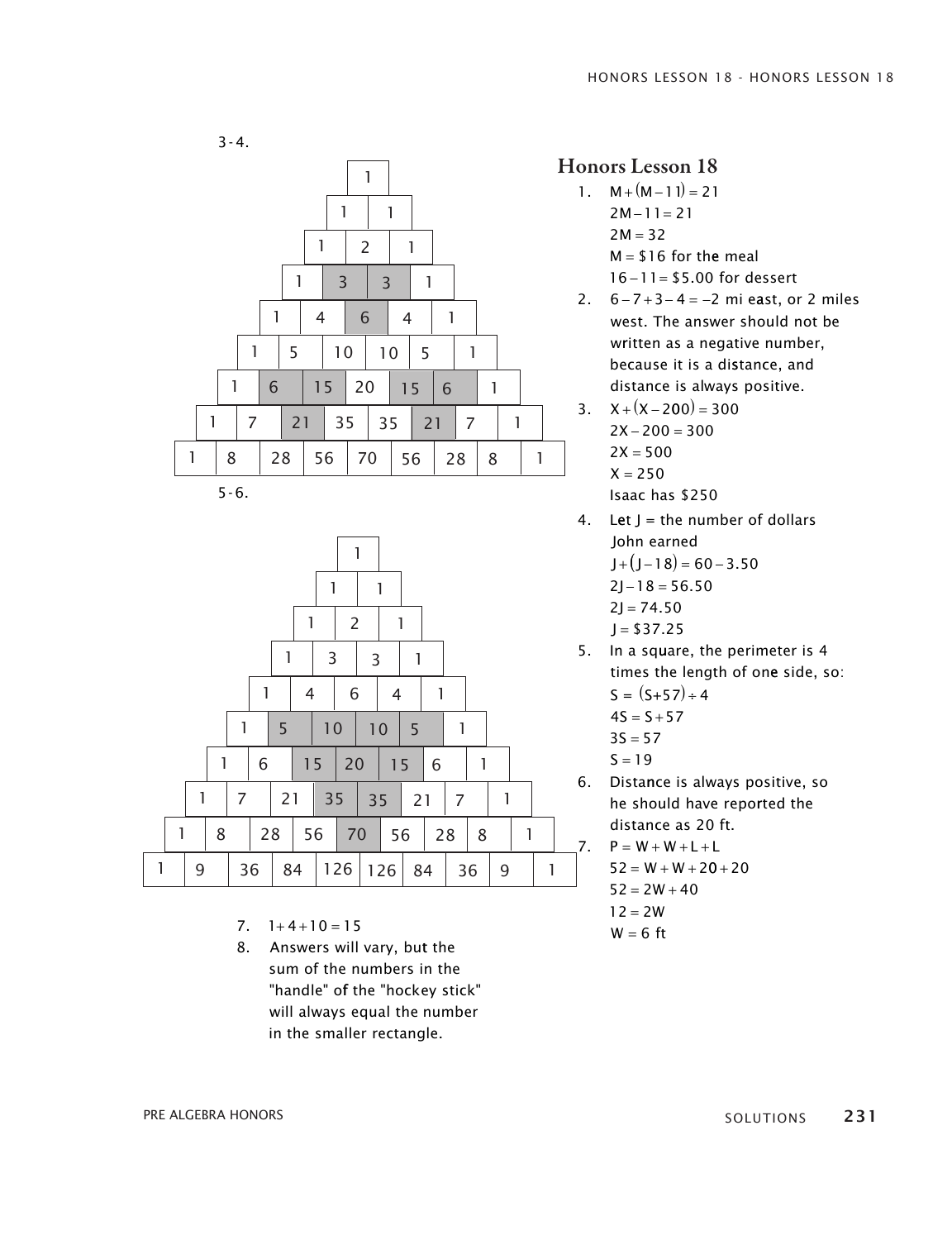3-4.

| | | | | | | | | | | | | | | | | |
|---|---|---|---|---|---|---|---|---|---|---|---|---|---|---|---|---|
| | | | | | | | | 1 | | | | | | | | |
| | | | | | | | 1 | | 1 | | | | | | | |
| | | | | | | 1 | | 2 | | 1 | | | | | | |
| | | | | | 1 | | 3 | | 3 | | 1 | | | | | |
| | | | | 1 | | 4 | | 6 | | 4 | | 1 | | | | |
| | | | 1 | | 5 | | 10 | | 10 | | 5 | | 1 | | | |
| | | 1 | | 6 | | 15 | | 20 | | 15 | | 6 | | 1 | | |
| | 1 | | 7 | | 21 | | 35 | | 35 | | 21 | | 7 | | 1 | |
| 1 | | 8 | | 28 | | 56 | | 70 | | 56 | | 28 | | 8 | | 1 |

5-6.

| | | | | | | | | | | | | | | | | | | |
|---|---|---|---|---|---|---|---|---|---|---|---|---|---|---|---|---|---|---|
| | | | | | | | | | 1 | | | | | | | | | |
| | | | | | | | | 1 | | 1 | | | | | | | | |
| | | | | | | | 1 | | 2 | | 1 | | | | | | | |
| | | | | | | 1 | | 3 | | 3 | | 1 | | | | | | |
| | | | | | 1 | | 4 | | 6 | | 4 | | 1 | | | | | |
| | | | | 1 | | 5 | | 10 | | 10 | | 5 | | 1 | | | | |
| | | | 1 | | 6 | | 15 | | 20 | | 15 | | 6 | | 1 | | | |
| | | 1 | | 7 | | 21 | | 35 | | 35 | | 21 | | 7 | | 1 | | |
| | 1 | | 8 | | 28 | | 56 | | 70 | | 56 | | 28 | | 8 | | 1 | |
| 1 | | 9 | | 36 | | 84 | | 126 | | 126 | | 84 | | 36 | | 9 | | 1 |

7. $1+4+10=15$
8. Answers will vary, but the sum of the numbers in the "handle" of the "hockey stick" will always equal the number in the smaller rectangle.

## Honors Lesson 18

1. $M+(M-11)=21$
   $2M-11=21$
   $2M=32$
   $M=\$16$ for the meal
   $16-11=\$5.00$ for dessert
2. $6-7+3-4=-2$ mi east, or 2 miles west. The answer should not be written as a negative number, because it is a distance, and distance is always positive.
3. $X+(X-200)=300$
   $2X-200=300$
   $2X=500$
   $X=250$
   Isaac has \$250
4. Let J = the number of dollars John earned
   $J+(J-18)=60-3.50$
   $2J-18=56.50$
   $2J=74.50$
   $J=\$37.25$
5. In a square, the perimeter is 4 times the length of one side, so:
   $S=(S+57)\div 4$
   $4S=S+57$
   $3S=57$
   $S=19$
6. Distance is always positive, so he should have reported the distance as 20 ft.
7. $P=W+W+L+L$
   $52=W+W+20+20$
   $52=2W+40$
   $12=2W$
   $W=6$ ft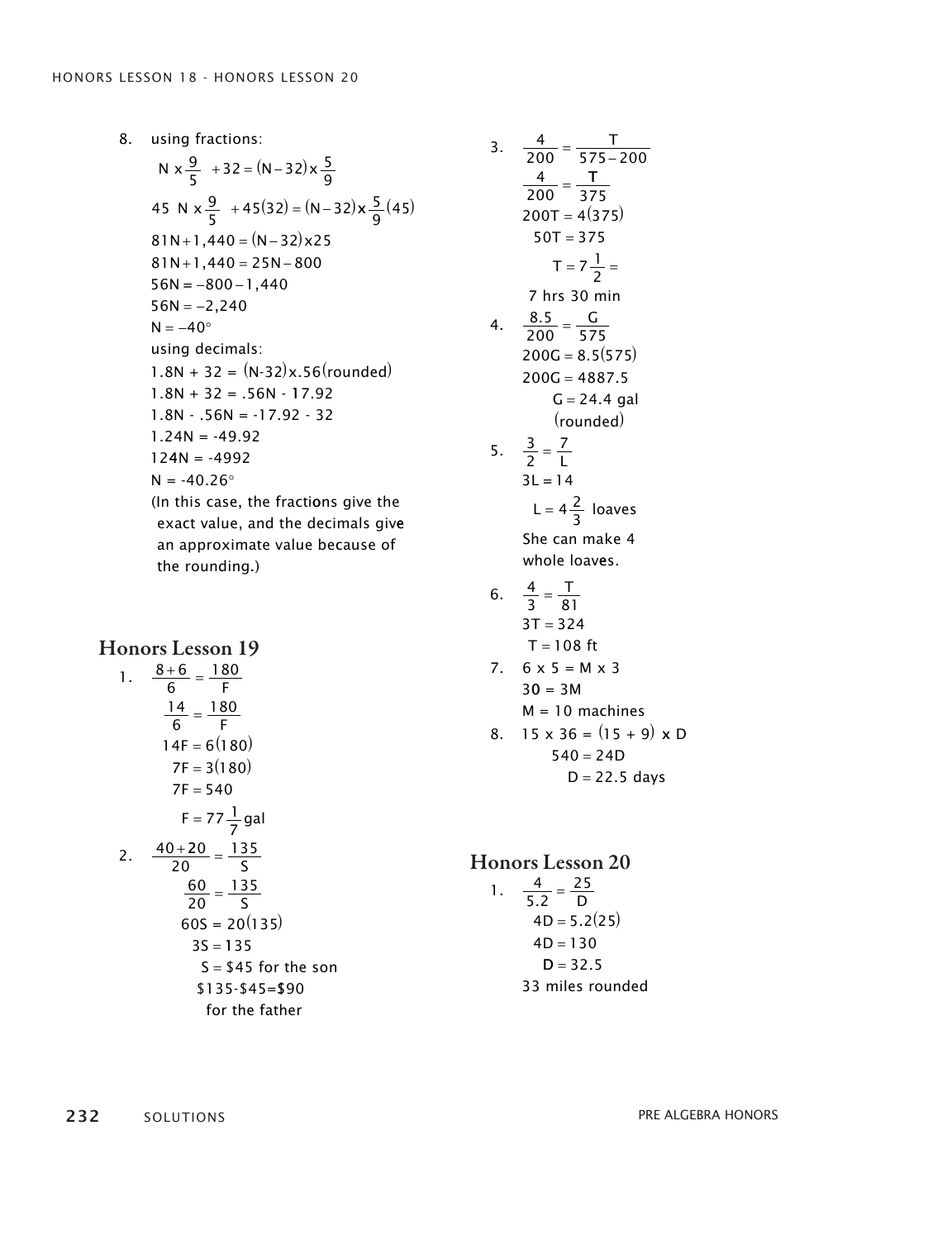8. using fractions:

$$N \times \frac{9}{5} + 32 = (N-32) \times \frac{5}{9}$$

$$45\ N \times \frac{9}{5} + 45(32) = (N-32) \times \frac{5}{9}(45)$$

$$81N + 1{,}440 = (N-32) \times 25$$

$$81N + 1{,}440 = 25N - 800$$

$$56N = -800 - 1{,}440$$

$$56N = -2{,}240$$

$$N = -40°$$

using decimals:

$$1.8N + 32 = (N\text{-}32) \times .56(\text{rounded})$$

$$1.8N + 32 = .56N - 17.92$$

$$1.8N - .56N = -17.92 - 32$$

$$1.24N = -49.92$$

$$124N = -4992$$

$$N = -40.26°$$

(In this case, the fractions give the exact value, and the decimals give an approximate value because of the rounding.)

## Honors Lesson 19

1. $\frac{8+6}{6} = \frac{180}{F}$

   $\frac{14}{6} = \frac{180}{F}$

   $14F = 6(180)$

   $7F = 3(180)$

   $7F = 540$

   $F = 77\frac{1}{7}$ gal

2. $\frac{40+20}{20} = \frac{135}{S}$

   $\frac{60}{20} = \frac{135}{S}$

   $60S = 20(135)$

   $3S = 135$

   $S = \$45$ for the son

   $\$135 - \$45 = \$90$ for the father

3. $\frac{4}{200} = \frac{T}{575-200}$

   $\frac{4}{200} = \frac{T}{375}$

   $200T = 4(375)$

   $50T = 375$

   $T = 7\frac{1}{2} =$

   7 hrs 30 min

4. $\frac{8.5}{200} = \frac{G}{575}$

   $200G = 8.5(575)$

   $200G = 4887.5$

   $G = 24.4$ gal (rounded)

5. $\frac{3}{2} = \frac{7}{L}$

   $3L = 14$

   $L = 4\frac{2}{3}$ loaves

   She can make 4 whole loaves.

6. $\frac{4}{3} = \frac{T}{81}$

   $3T = 324$

   $T = 108$ ft

7. $6 \times 5 = M \times 3$

   $30 = 3M$

   $M = 10$ machines

8. $15 \times 36 = (15 + 9) \times D$

   $540 = 24D$

   $D = 22.5$ days

## Honors Lesson 20

1. $\frac{4}{5.2} = \frac{25}{D}$

   $4D = 5.2(25)$

   $4D = 130$

   $D = 32.5$

   33 miles rounded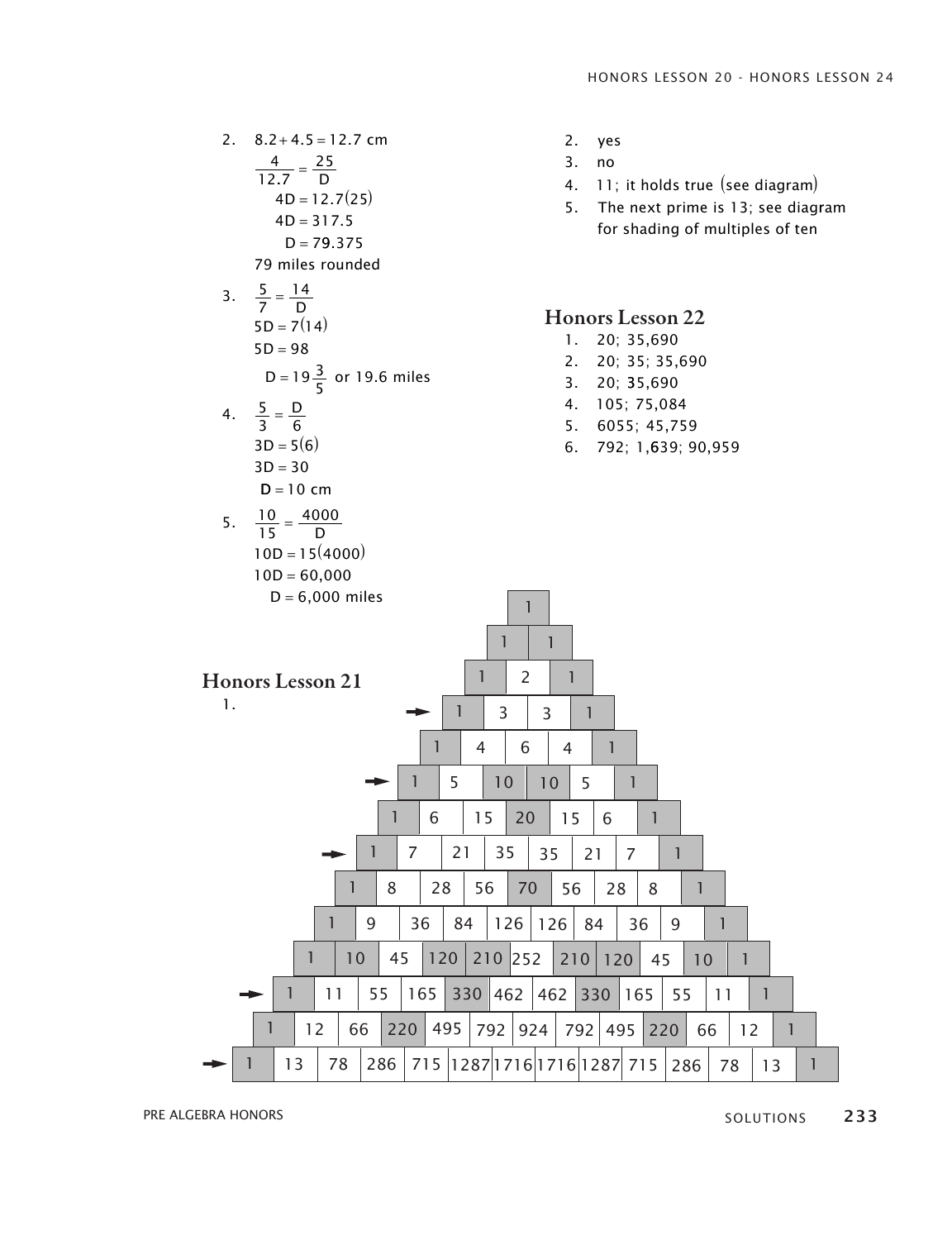2. $8.2 + 4.5 = 12.7$ cm

$$\frac{4}{12.7} = \frac{25}{D}$$

$4D = 12.7(25)$

$4D = 317.5$

$D = 79.375$

79 miles rounded

3. $\frac{5}{7} = \frac{14}{D}$

$5D = 7(14)$

$5D = 98$

$D = 19\frac{3}{5}$ or 19.6 miles

4. $\frac{5}{3} = \frac{D}{6}$

$3D = 5(6)$

$3D = 30$

$D = 10$ cm

5. $\frac{10}{15} = \frac{4000}{D}$

$10D = 15(4000)$

$10D = 60{,}000$

$D = 6{,}000$ miles

## Honors Lesson 21

1.

```
                              1
                            1   1
                          1   2   1
                   →    1   3   3   1
                      1   4   6   4   1
               →    1   5   10  10  5   1
                  1   6   15  20  15  6   1
           →    1   7   21  35  35  21  7   1
              1   8   28  56  70  56  28  8   1
            1   9   36  84 126 126  84  36  9   1
          1  10  45 120 210 252 210 120  45  10  1
   →    1  11  55 165 330 462 462 330 165  55  11  1
      1  12  66 220 495 792 924 792 495 220  66  12  1
→   1  13  78 286 715 1287 1716 1716 1287 715 286  78  13  1
```

2. yes
3. no
4. 11; it holds true (see diagram)
5. The next prime is 13; see diagram for shading of multiples of ten

## Honors Lesson 22

1. 20; 35,690
2. 20; 35; 35,690
3. 20; 35,690
4. 105; 75,084
5. 6055; 45,759
6. 792; 1,639; 90,959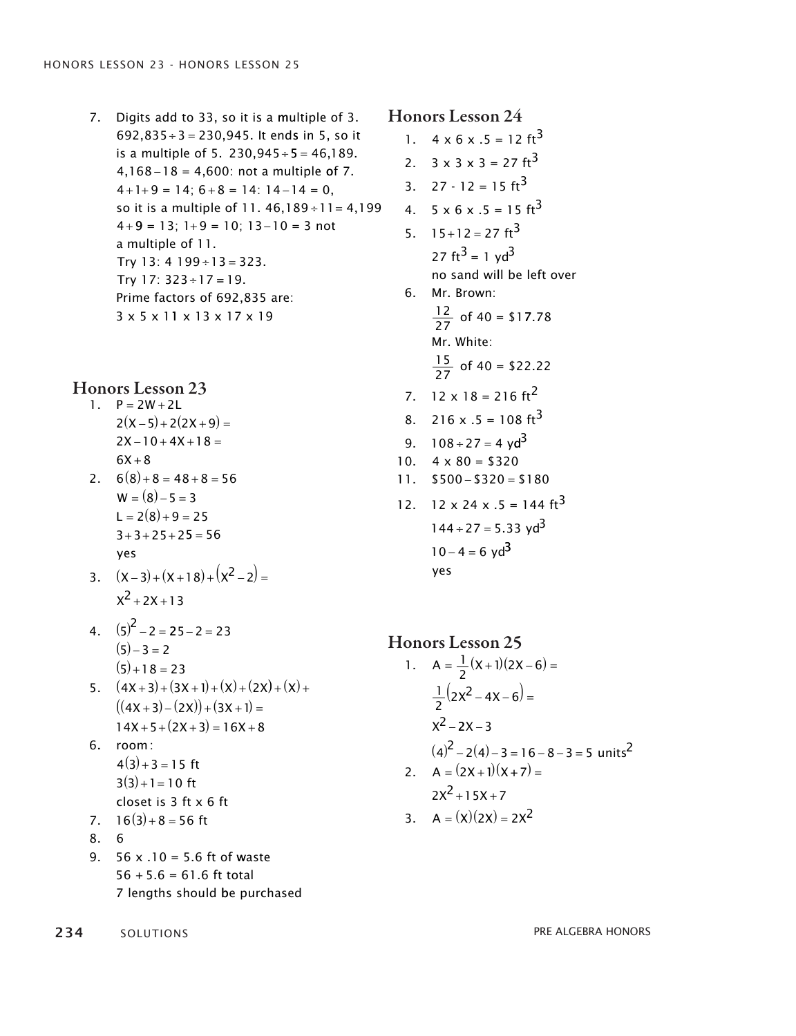7. Digits add to 33, so it is a multiple of 3. $692{,}835 \div 3 = 230{,}945$. It ends in 5, so it is a multiple of 5. $230{,}945 \div 5 = 46{,}189$. $4{,}168 - 18 = 4{,}600$: not a multiple of 7. $4 + 1 + 9 = 14$; $6 + 8 = 14$: $14 - 14 = 0$, so it is a multiple of 11. $46{,}189 \div 11 = 4{,}199$ $4 + 9 = 13$; $1 + 9 = 10$; $13 - 10 = 3$ not a multiple of 11.
   Try 13: $4\,199 \div 13 = 323$.
   Try 17: $323 \div 17 = 19$.
   Prime factors of 692,835 are:
   $3 \times 5 \times 11 \times 13 \times 17 \times 19$

## Honors Lesson 23

1. $P = 2W + 2L$
   $2(X - 5) + 2(2X + 9) =$
   $2X - 10 + 4X + 18 =$
   $6X + 8$
2. $6(8) + 8 = 48 + 8 = 56$
   $W = (8) - 5 = 3$
   $L = 2(8) + 9 = 25$
   $3 + 3 + 25 + 25 = 56$
   yes
3. $(X - 3) + (X + 18) + (X^2 - 2) =$
   $X^2 + 2X + 13$
4. $(5)^2 - 2 = 25 - 2 = 23$
   $(5) - 3 = 2$
   $(5) + 18 = 23$
5. $(4X + 3) + (3X + 1) + (X) + (2X) + (X) +$
   $((4X + 3) - (2X)) + (3X + 1) =$
   $14X + 5 + (2X + 3) = 16X + 8$
6. room:
   $4(3) + 3 = 15$ ft
   $3(3) + 1 = 10$ ft
   closet is 3 ft x 6 ft
7. $16(3) + 8 = 56$ ft
8. 6
9. $56 \times .10 = 5.6$ ft of waste
   $56 + 5.6 = 61.6$ ft total
   7 lengths should be purchased

## Honors Lesson 24

1. $4 \times 6 \times .5 = 12 \text{ ft}^3$
2. $3 \times 3 \times 3 = 27 \text{ ft}^3$
3. $27 - 12 = 15 \text{ ft}^3$
4. $5 \times 6 \times .5 = 15 \text{ ft}^3$
5. $15 + 12 = 27 \text{ ft}^3$
   $27 \text{ ft}^3 = 1 \text{ yd}^3$
   no sand will be left over
6. Mr. Brown:
   $\frac{12}{27}$ of 40 = \$17.78
   Mr. White:
   $\frac{15}{27}$ of 40 = \$22.22
7. $12 \times 18 = 216 \text{ ft}^2$
8. $216 \times .5 = 108 \text{ ft}^3$
9. $108 \div 27 = 4 \text{ yd}^3$
10. $4 \times 80 = \$320$
11. $\$500 - \$320 = \$180$
12. $12 \times 24 \times .5 = 144 \text{ ft}^3$
    $144 \div 27 = 5.33 \text{ yd}^3$
    $10 - 4 = 6 \text{ yd}^3$
    yes

## Honors Lesson 25

1. $A = \frac{1}{2}(X + 1)(2X - 6) =$
   $\frac{1}{2}(2X^2 - 4X - 6) =$
   $X^2 - 2X - 3$
   $(4)^2 - 2(4) - 3 = 16 - 8 - 3 = 5 \text{ units}^2$
2. $A = (2X + 1)(X + 7) =$
   $2X^2 + 15X + 7$
3. $A = (X)(2X) = 2X^2$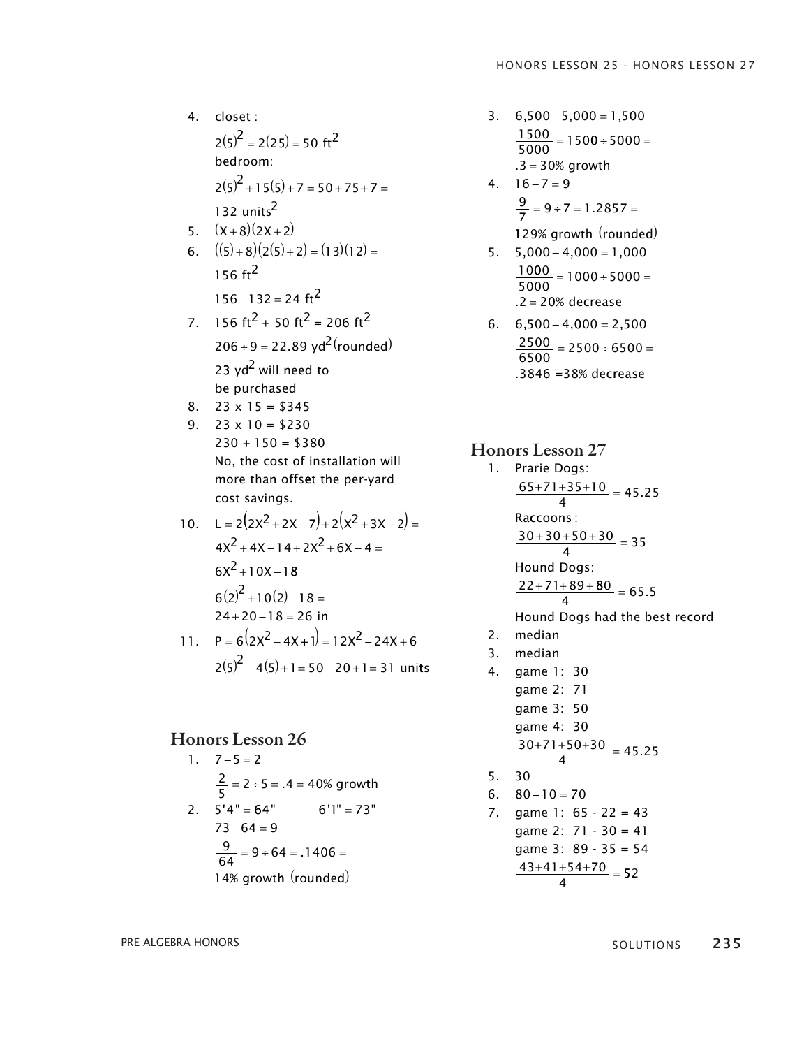4. closet :

   $2(5)^2 = 2(25) = 50 \text{ ft}^2$

   bedroom:

   $2(5)^2 + 15(5) + 7 = 50 + 75 + 7 =$

   $132 \text{ units}^2$

5. $(X+8)(2X+2)$

6. $((5)+8)(2(5)+2) = (13)(12) =$

   $156 \text{ ft}^2$

   $156 - 132 = 24 \text{ ft}^2$

7. $156 \text{ ft}^2 + 50 \text{ ft}^2 = 206 \text{ ft}^2$

   $206 \div 9 = 22.89 \text{ yd}^2$ (rounded)

   $23 \text{ yd}^2$ will need to be purchased

8. 23 x 15 = \$345

9. 23 x 10 = \$230

   230 + 150 = \$380

   No, the cost of installation will more than offset the per-yard cost savings.

10. $L = 2(2X^2 + 2X - 7) + 2(X^2 + 3X - 2) =$

    $4X^2 + 4X - 14 + 2X^2 + 6X - 4 =$

    $6X^2 + 10X - 18$

    $6(2)^2 + 10(2) - 18 =$

    $24 + 20 - 18 = 26$ in

11. $P = 6(2X^2 - 4X + 1) = 12X^2 - 24X + 6$

    $2(5)^2 - 4(5) + 1 = 50 - 20 + 1 = 31$ units

## Honors Lesson 26

1. $7 - 5 = 2$

   $\frac{2}{5} = 2 \div 5 = .4 = 40\%$ growth

2. 5'4" = 64"     6'1" = 73"

   $73 - 64 = 9$

   $\frac{9}{64} = 9 \div 64 = .1406 =$

   14% growth (rounded)

3. $6{,}500 - 5{,}000 = 1{,}500$

   $\frac{1500}{5000} = 1500 \div 5000 =$

   $.3 = 30\%$ growth

4. $16 - 7 = 9$

   $\frac{9}{7} = 9 \div 7 = 1.2857 =$

   129% growth (rounded)

5. $5{,}000 - 4{,}000 = 1{,}000$

   $\frac{1000}{5000} = 1000 \div 5000 =$

   $.2 = 20\%$ decrease

6. $6{,}500 - 4{,}000 = 2{,}500$

   $\frac{2500}{6500} = 2500 \div 6500 =$

   $.3846 = 38\%$ decrease

## Honors Lesson 27

1. Prarie Dogs:

   $\frac{65+71+35+10}{4} = 45.25$

   Raccoons :

   $\frac{30+30+50+30}{4} = 35$

   Hound Dogs:

   $\frac{22+71+89+80}{4} = 65.5$

   Hound Dogs had the best record

2. median

3. median

4. game 1: 30

   game 2: 71

   game 3: 50

   game 4: 30

   $\frac{30+71+50+30}{4} = 45.25$

5. 30

6. $80 - 10 = 70$

7. game 1: 65 - 22 = 43

   game 2: 71 - 30 = 41

   game 3: 89 - 35 = 54

   $\frac{43+41+54+70}{4} = 52$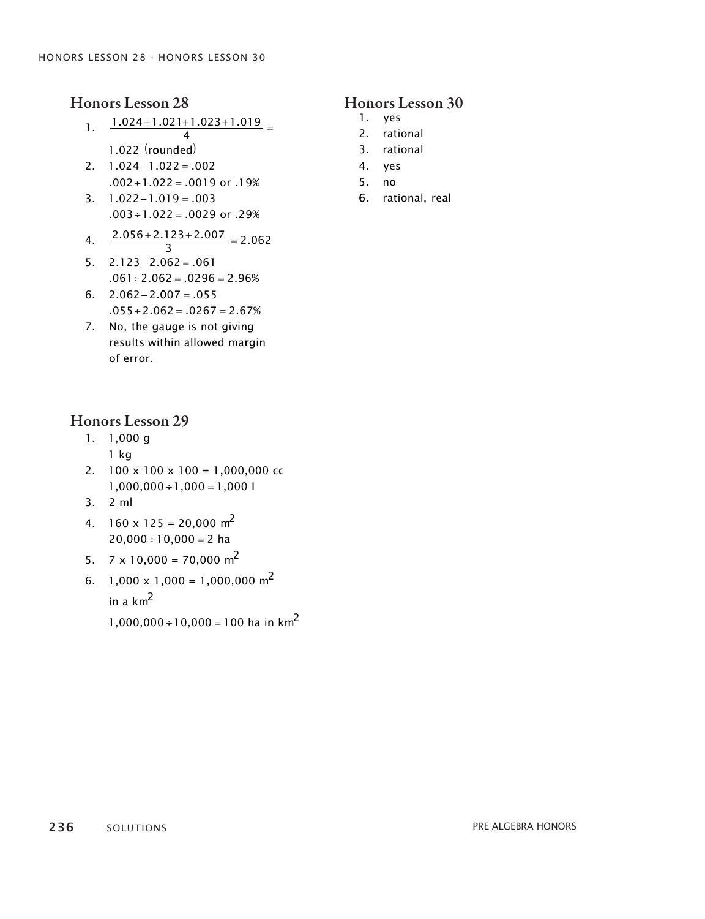## Honors Lesson 28

1. $\frac{1.024+1.021+1.023+1.019}{4} =$
   1.022 (rounded)
2. $1.024-1.022 = .002$
   $.002 \div 1.022 = .0019$ or .19%
3. $1.022-1.019 = .003$
   $.003 \div 1.022 = .0029$ or .29%
4. $\frac{2.056+2.123+2.007}{3} = 2.062$
5. $2.123-2.062 = .061$
   $.061 \div 2.062 = .0296 = 2.96\%$
6. $2.062-2.007 = .055$
   $.055 \div 2.062 = .0267 = 2.67\%$
7. No, the gauge is not giving results within allowed margin of error.

## Honors Lesson 29

1. 1,000 g
   1 kg
2. 100 x 100 x 100 = 1,000,000 cc
   $1{,}000{,}000 \div 1{,}000 = 1{,}000$ l
3. 2 ml
4. 160 x 125 = 20,000 $m^2$
   $20{,}000 \div 10{,}000 = 2$ ha
5. 7 x 10,000 = 70,000 $m^2$
6. 1,000 x 1,000 = 1,000,000 $m^2$ in a $km^2$
   $1{,}000{,}000 \div 10{,}000 = 100$ ha in $km^2$

## Honors Lesson 30

1. yes
2. rational
3. rational
4. yes
5. no
6. rational, real